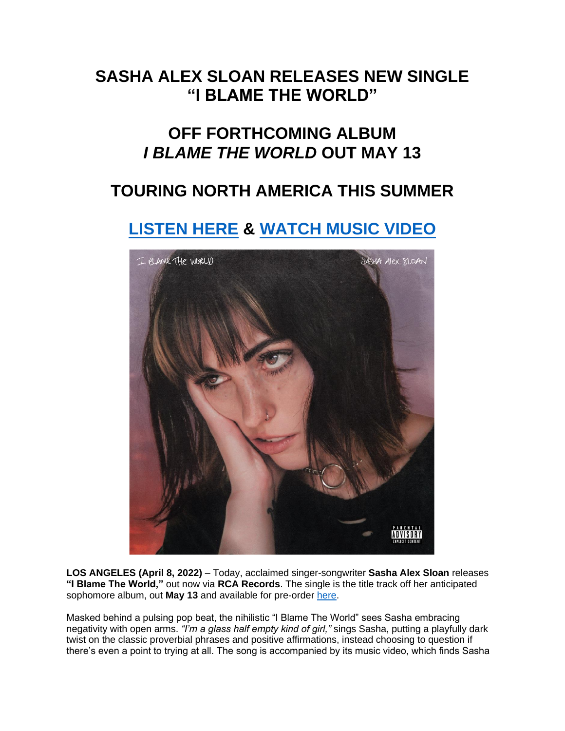# SASHA ALEX SLOAN RELEASES NEW SINGLE "I BLAME THE WORLD"

## OFF FORTHCOMING ALBUM *I BLAME THE WORLD* OUT MAY 13

## TOURING NORTH AMERICA THIS SUMMER

## LISTEN HERE & WATCH MUSIC VIDEO

**LOS ANGELES (April 8, 2022)** – Today, acclaimed singer-songwriter **Sasha Alex Sloan** releases **"I Blame The World,"** out now via **RCA Records**. The single is the title track off her anticipated sophomore album, out **May 13** and available for pre-order here.

Masked behind a pulsing pop beat, the nihilistic "I Blame The World" sees Sasha embracing negativity with open arms. *"I'm a glass half empty kind of girl,"* sings Sasha, putting a playfully dark twist on the classic proverbial phrases and positive affirmations, instead choosing to question if there's even a point to trying at all. The song is accompanied by its music video, which finds Sasha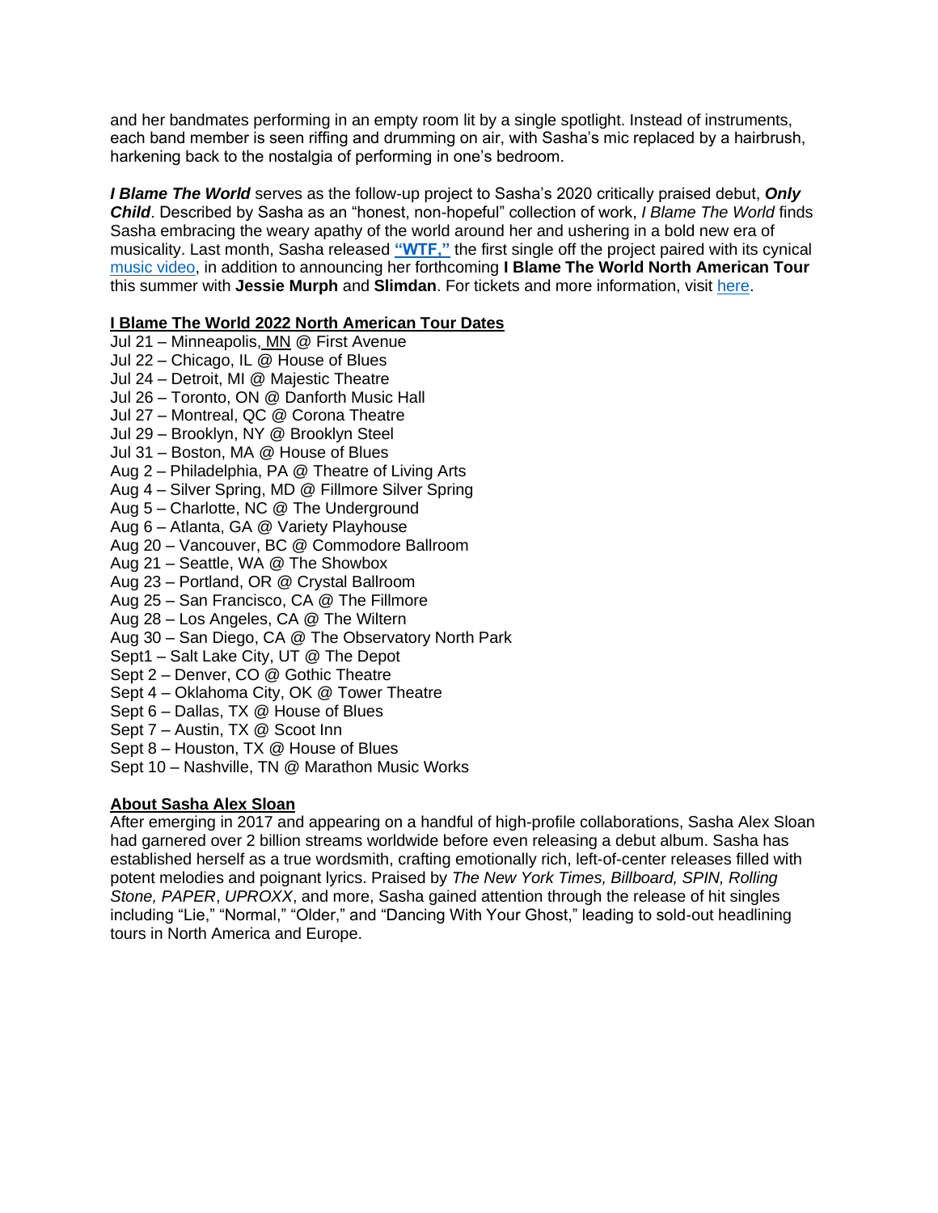and her bandmates performing in an empty room lit by a single spotlight. Instead of instruments, each band member is seen riffing and drumming on air, with Sasha's mic replaced by a hairbrush, harkening back to the nostalgia of performing in one's bedroom.

***I Blame The World*** serves as the follow-up project to Sasha's 2020 critically praised debut, ***Only Child***. Described by Sasha as an "honest, non-hopeful" collection of work, *I Blame The World* finds Sasha embracing the weary apathy of the world around her and ushering in a bold new era of musicality. Last month, Sasha released **"WTF,"** the first single off the project paired with its cynical music video, in addition to announcing her forthcoming **I Blame The World North American Tour** this summer with **Jessie Murph** and **Slimdan**. For tickets and more information, visit here.

**I Blame The World 2022 North American Tour Dates**

Jul 21 – Minneapolis, MN @ First Avenue
Jul 22 – Chicago, IL @ House of Blues
Jul 24 – Detroit, MI @ Majestic Theatre
Jul 26 – Toronto, ON @ Danforth Music Hall
Jul 27 – Montreal, QC @ Corona Theatre
Jul 29 – Brooklyn, NY @ Brooklyn Steel
Jul 31 – Boston, MA @ House of Blues
Aug 2 – Philadelphia, PA @ Theatre of Living Arts
Aug 4 – Silver Spring, MD @ Fillmore Silver Spring
Aug 5 – Charlotte, NC @ The Underground
Aug 6 – Atlanta, GA @ Variety Playhouse
Aug 20 – Vancouver, BC @ Commodore Ballroom
Aug 21 – Seattle, WA @ The Showbox
Aug 23 – Portland, OR @ Crystal Ballroom
Aug 25 – San Francisco, CA @ The Fillmore
Aug 28 – Los Angeles, CA @ The Wiltern
Aug 30 – San Diego, CA @ The Observatory North Park
Sept1 – Salt Lake City, UT @ The Depot
Sept 2 – Denver, CO @ Gothic Theatre
Sept 4 – Oklahoma City, OK @ Tower Theatre
Sept 6 – Dallas, TX @ House of Blues
Sept 7 – Austin, TX @ Scoot Inn
Sept 8 – Houston, TX @ House of Blues
Sept 10 – Nashville, TN @ Marathon Music Works

**About Sasha Alex Sloan**

After emerging in 2017 and appearing on a handful of high-profile collaborations, Sasha Alex Sloan had garnered over 2 billion streams worldwide before even releasing a debut album. Sasha has established herself as a true wordsmith, crafting emotionally rich, left-of-center releases filled with potent melodies and poignant lyrics. Praised by *The New York Times, Billboard, SPIN, Rolling Stone, PAPER*, *UPROXX*, and more, Sasha gained attention through the release of hit singles including "Lie," "Normal," "Older," and "Dancing With Your Ghost," leading to sold-out headlining tours in North America and Europe.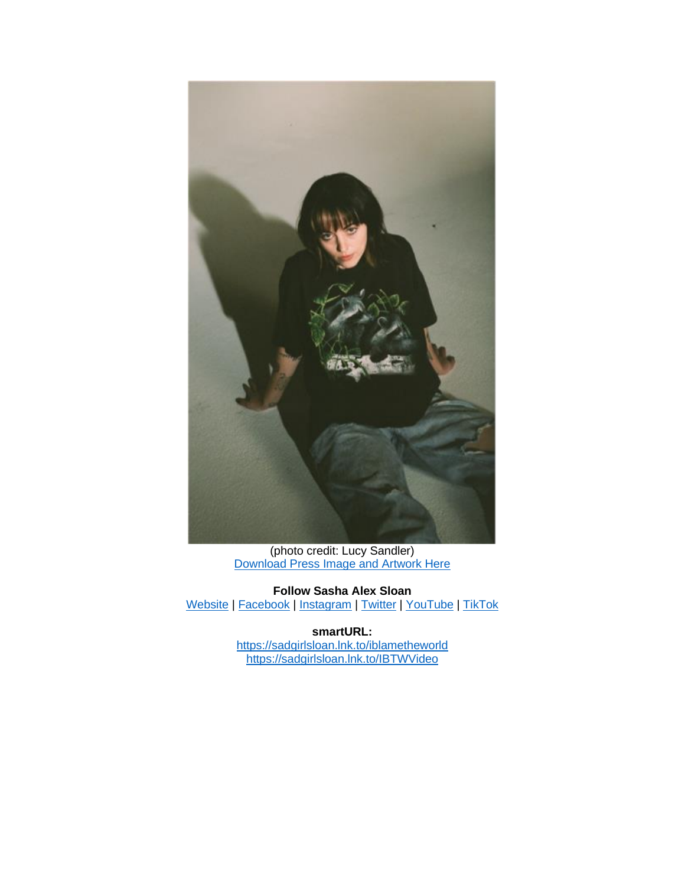(photo credit: Lucy Sandler)
[Download Press Image and Artwork Here]

**Follow Sasha Alex Sloan**
[Website] | [Facebook] | [Instagram] | [Twitter] | [YouTube] | [TikTok]

**smartURL:**
https://sadgirlsloan.lnk.to/iblametheworld
https://sadgirlsloan.lnk.to/IBTWVideo